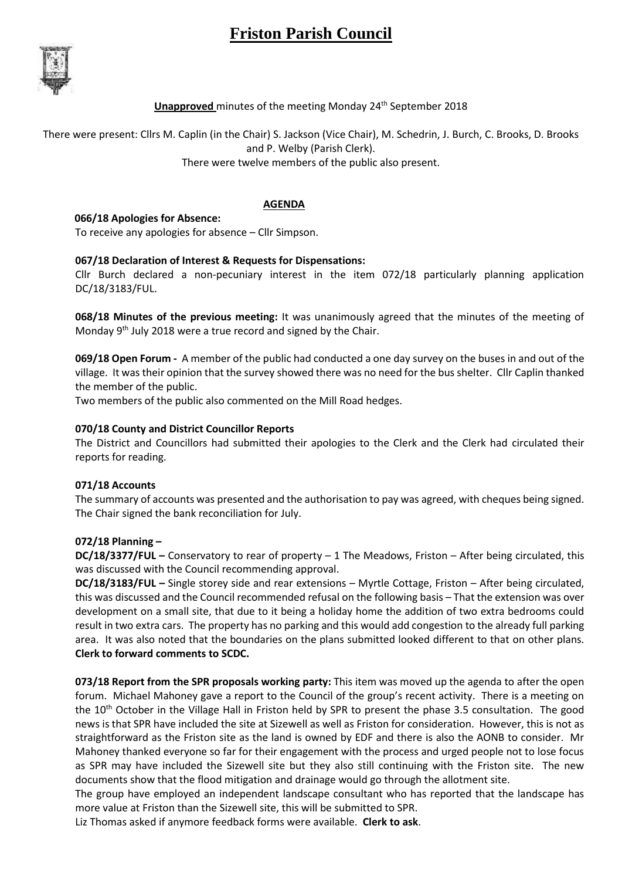# Friston Parish Council

**Unapproved** minutes of the meeting Monday 24th September 2018

There were present: Cllrs M. Caplin (in the Chair) S. Jackson (Vice Chair), M. Schedrin, J. Burch, C. Brooks, D. Brooks and P. Welby (Parish Clerk).
There were twelve members of the public also present.

**AGENDA**

**066/18 Apologies for Absence:**
To receive any apologies for absence – Cllr Simpson.

**067/18 Declaration of Interest & Requests for Dispensations:**
Cllr Burch declared a non-pecuniary interest in the item 072/18 particularly planning application DC/18/3183/FUL.

**068/18 Minutes of the previous meeting:** It was unanimously agreed that the minutes of the meeting of Monday 9th July 2018 were a true record and signed by the Chair.

**069/18 Open Forum -** A member of the public had conducted a one day survey on the buses in and out of the village. It was their opinion that the survey showed there was no need for the bus shelter. Cllr Caplin thanked the member of the public.
Two members of the public also commented on the Mill Road hedges.

**070/18 County and District Councillor Reports**
The District and Councillors had submitted their apologies to the Clerk and the Clerk had circulated their reports for reading.

**071/18 Accounts**
The summary of accounts was presented and the authorisation to pay was agreed, with cheques being signed. The Chair signed the bank reconciliation for July.

**072/18 Planning –**
**DC/18/3377/FUL –** Conservatory to rear of property – 1 The Meadows, Friston – After being circulated, this was discussed with the Council recommending approval.
**DC/18/3183/FUL –** Single storey side and rear extensions – Myrtle Cottage, Friston – After being circulated, this was discussed and the Council recommended refusal on the following basis – That the extension was over development on a small site, that due to it being a holiday home the addition of two extra bedrooms could result in two extra cars. The property has no parking and this would add congestion to the already full parking area. It was also noted that the boundaries on the plans submitted looked different to that on other plans. **Clerk to forward comments to SCDC.**

**073/18 Report from the SPR proposals working party:** This item was moved up the agenda to after the open forum. Michael Mahoney gave a report to the Council of the group's recent activity. There is a meeting on the 10th October in the Village Hall in Friston held by SPR to present the phase 3.5 consultation. The good news is that SPR have included the site at Sizewell as well as Friston for consideration. However, this is not as straightforward as the Friston site as the land is owned by EDF and there is also the AONB to consider. Mr Mahoney thanked everyone so far for their engagement with the process and urged people not to lose focus as SPR may have included the Sizewell site but they also still continuing with the Friston site. The new documents show that the flood mitigation and drainage would go through the allotment site.
The group have employed an independent landscape consultant who has reported that the landscape has more value at Friston than the Sizewell site, this will be submitted to SPR.
Liz Thomas asked if anymore feedback forms were available. **Clerk to ask**.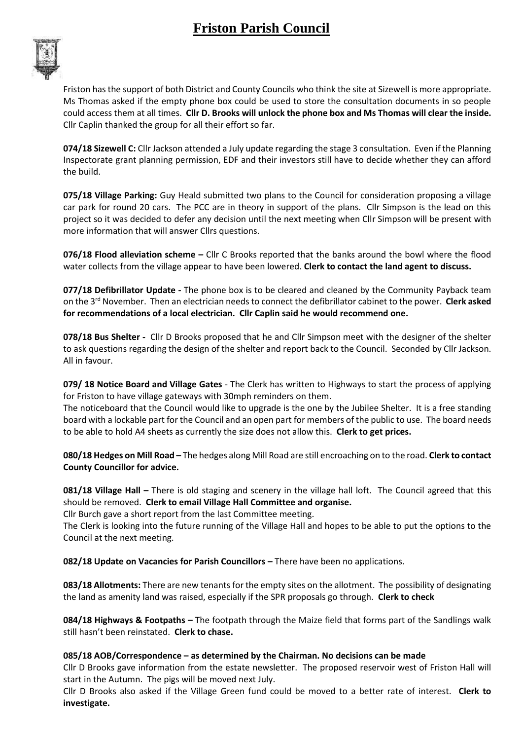# Friston Parish Council

Friston has the support of both District and County Councils who think the site at Sizewell is more appropriate. Ms Thomas asked if the empty phone box could be used to store the consultation documents in so people could access them at all times. **Cllr D. Brooks will unlock the phone box and Ms Thomas will clear the inside.** Cllr Caplin thanked the group for all their effort so far.

**074/18 Sizewell C:** Cllr Jackson attended a July update regarding the stage 3 consultation. Even if the Planning Inspectorate grant planning permission, EDF and their investors still have to decide whether they can afford the build.

**075/18 Village Parking:** Guy Heald submitted two plans to the Council for consideration proposing a village car park for round 20 cars. The PCC are in theory in support of the plans. Cllr Simpson is the lead on this project so it was decided to defer any decision until the next meeting when Cllr Simpson will be present with more information that will answer Cllrs questions.

**076/18 Flood alleviation scheme –** Cllr C Brooks reported that the banks around the bowl where the flood water collects from the village appear to have been lowered. **Clerk to contact the land agent to discuss.**

**077/18 Defibrillator Update -** The phone box is to be cleared and cleaned by the Community Payback team on the 3rd November. Then an electrician needs to connect the defibrillator cabinet to the power. **Clerk asked for recommendations of a local electrician. Cllr Caplin said he would recommend one.**

**078/18 Bus Shelter -** Cllr D Brooks proposed that he and Cllr Simpson meet with the designer of the shelter to ask questions regarding the design of the shelter and report back to the Council. Seconded by Cllr Jackson. All in favour.

**079/ 18 Notice Board and Village Gates** - The Clerk has written to Highways to start the process of applying for Friston to have village gateways with 30mph reminders on them.

The noticeboard that the Council would like to upgrade is the one by the Jubilee Shelter. It is a free standing board with a lockable part for the Council and an open part for members of the public to use. The board needs to be able to hold A4 sheets as currently the size does not allow this. **Clerk to get prices.**

**080/18 Hedges on Mill Road –** The hedges along Mill Road are still encroaching on to the road. **Clerk to contact County Councillor for advice.**

**081/18 Village Hall –** There is old staging and scenery in the village hall loft. The Council agreed that this should be removed. **Clerk to email Village Hall Committee and organise.**

Cllr Burch gave a short report from the last Committee meeting.

The Clerk is looking into the future running of the Village Hall and hopes to be able to put the options to the Council at the next meeting.

**082/18 Update on Vacancies for Parish Councillors –** There have been no applications.

**083/18 Allotments:** There are new tenants for the empty sites on the allotment. The possibility of designating the land as amenity land was raised, especially if the SPR proposals go through. **Clerk to check**

**084/18 Highways & Footpaths –** The footpath through the Maize field that forms part of the Sandlings walk still hasn't been reinstated. **Clerk to chase.**

**085/18 AOB/Correspondence – as determined by the Chairman. No decisions can be made**

Cllr D Brooks gave information from the estate newsletter. The proposed reservoir west of Friston Hall will start in the Autumn. The pigs will be moved next July.

Cllr D Brooks also asked if the Village Green fund could be moved to a better rate of interest. **Clerk to investigate.**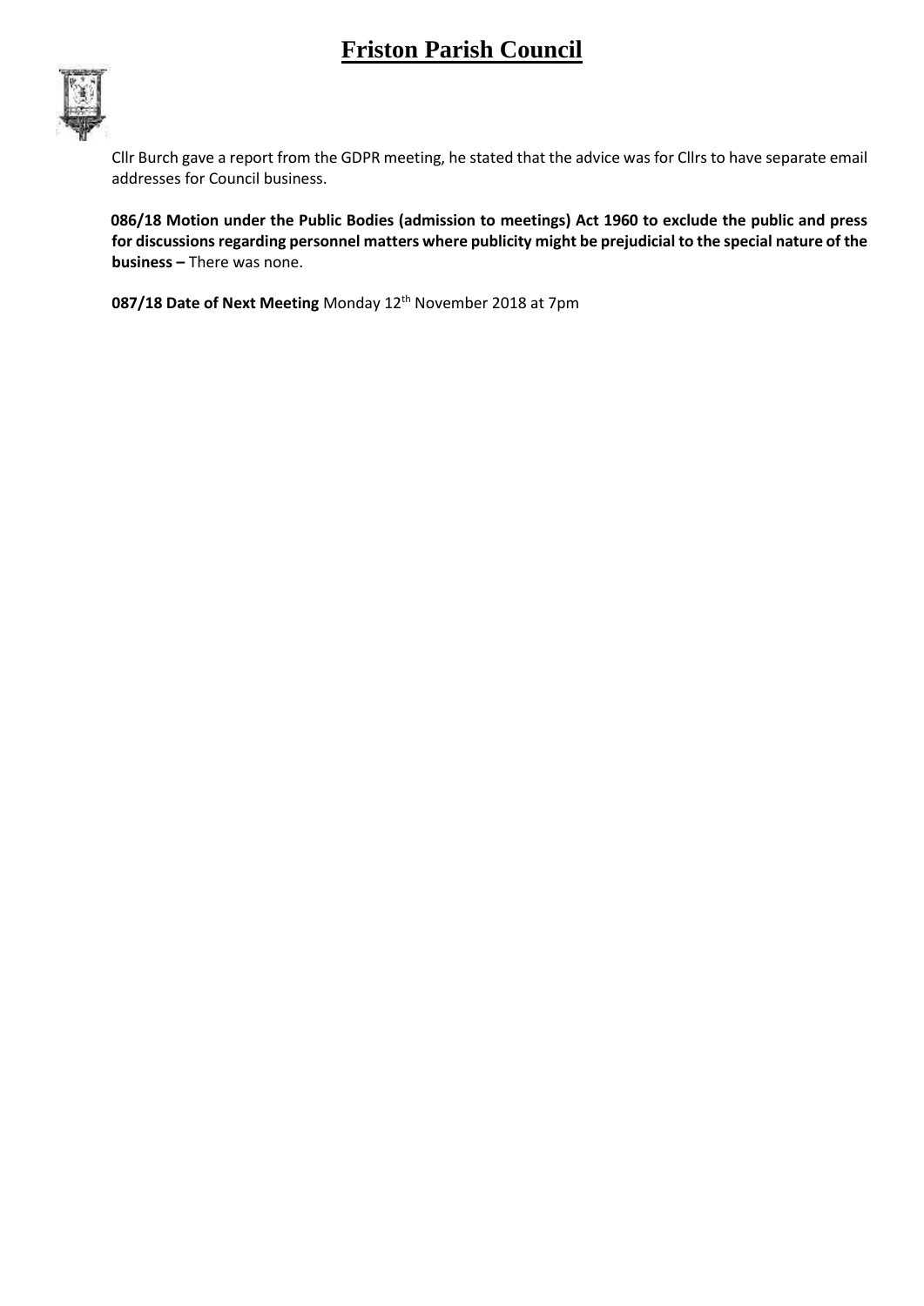Cllr Burch gave a report from the GDPR meeting, he stated that the advice was for Cllrs to have separate email addresses for Council business.

**086/18 Motion under the Public Bodies (admission to meetings) Act 1960 to exclude the public and press for discussions regarding personnel matters where publicity might be prejudicial to the special nature of the business –** There was none.

**087/18 Date of Next Meeting** Monday 12th November 2018 at 7pm